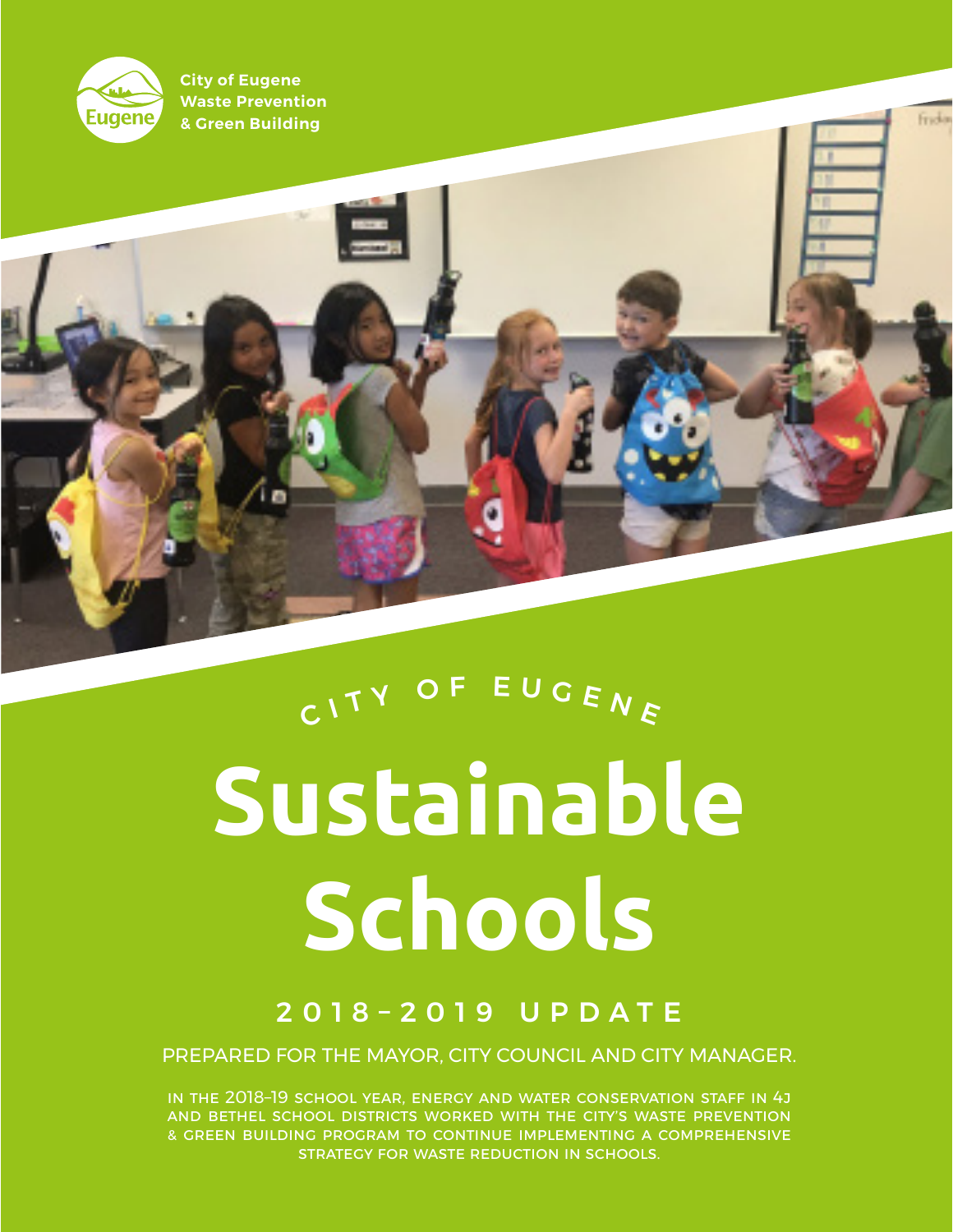City of Eugene
Waste Prevention
& Green Building

CITY OF EUGENE

# Sustainable Schools

## 2018–2019 UPDATE

PREPARED FOR THE MAYOR, CITY COUNCIL AND CITY MANAGER.

IN THE 2018–19 SCHOOL YEAR, ENERGY AND WATER CONSERVATION STAFF IN 4J AND BETHEL SCHOOL DISTRICTS WORKED WITH THE CITY'S WASTE PREVENTION & GREEN BUILDING PROGRAM TO CONTINUE IMPLEMENTING A COMPREHENSIVE STRATEGY FOR WASTE REDUCTION IN SCHOOLS.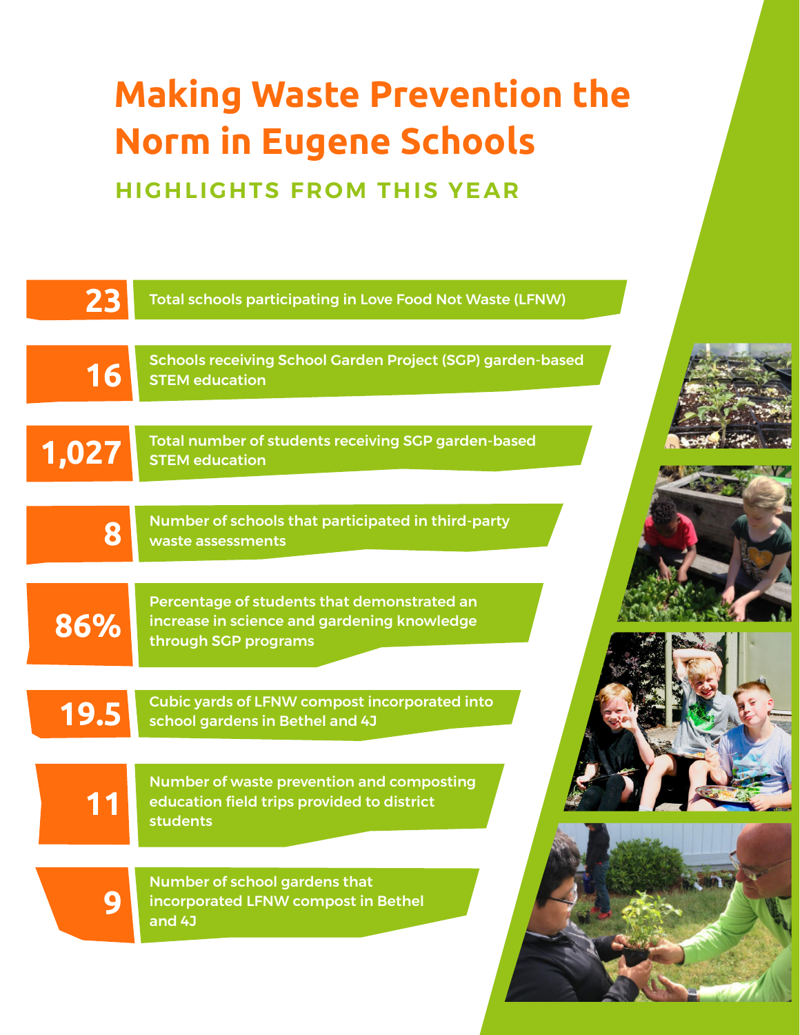# Making Waste Prevention the Norm in Eugene Schools

## HIGHLIGHTS FROM THIS YEAR

**23** Total schools participating in Love Food Not Waste (LFNW)

**16** Schools receiving School Garden Project (SGP) garden-based STEM education

**1,027** Total number of students receiving SGP garden-based STEM education

**8** Number of schools that participated in third-party waste assessments

**86%** Percentage of students that demonstrated an increase in science and gardening knowledge through SGP programs

**19.5** Cubic yards of LFNW compost incorporated into school gardens in Bethel and 4J

**11** Number of waste prevention and composting education field trips provided to district students

**9** Number of school gardens that incorporated LFNW compost in Bethel and 4J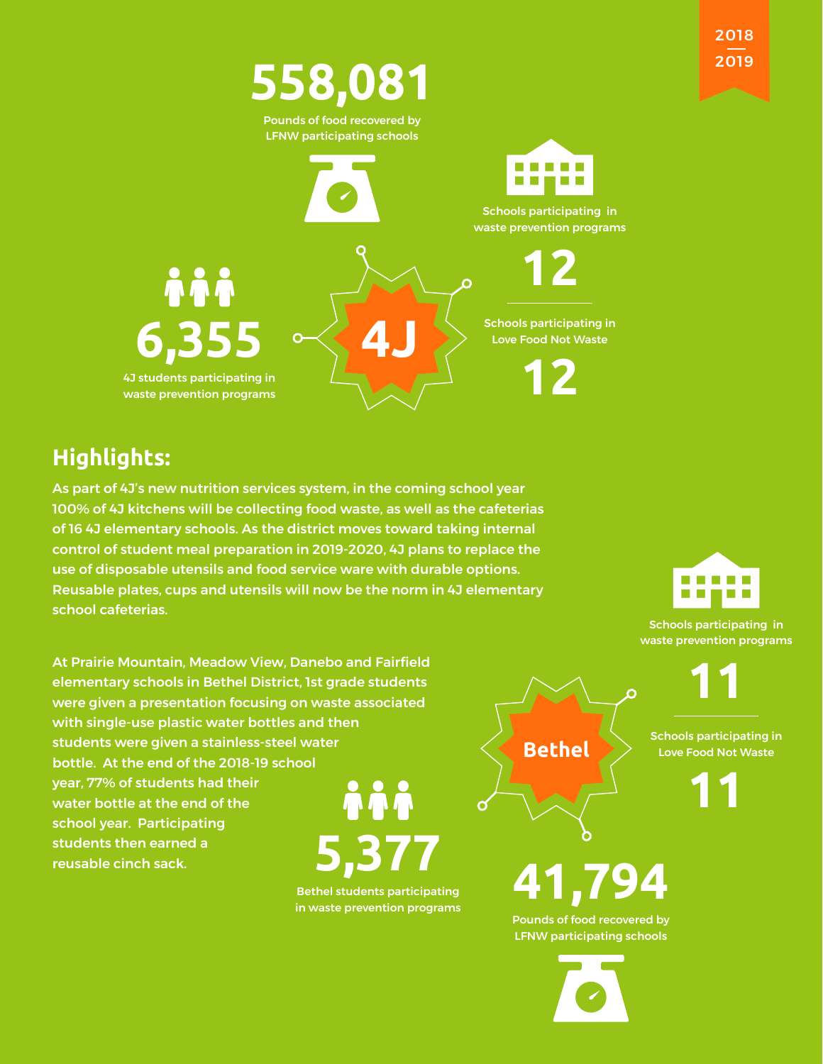2018 – 2019

## 4J

**558,081**
Pounds of food recovered by LFNW participating schools

Schools participating in waste prevention programs
**12**

Schools participating in Love Food Not Waste
**12**

**6,355**
4J students participating in waste prevention programs

## Highlights:

As part of 4J's new nutrition services system, in the coming school year 100% of 4J kitchens will be collecting food waste, as well as the cafeterias of 16 4J elementary schools. As the district moves toward taking internal control of student meal preparation in 2019-2020, 4J plans to replace the use of disposable utensils and food service ware with durable options. Reusable plates, cups and utensils will now be the norm in 4J elementary school cafeterias.

At Prairie Mountain, Meadow View, Danebo and Fairfield elementary schools in Bethel District, 1st grade students were given a presentation focusing on waste associated with single-use plastic water bottles and then students were given a stainless-steel water bottle. At the end of the 2018-19 school year, 77% of students had their water bottle at the end of the school year. Participating students then earned a reusable cinch sack.

## Bethel

Schools participating in waste prevention programs
**11**

Schools participating in Love Food Not Waste
**11**

**5,377**
Bethel students participating in waste prevention programs

**41,794**
Pounds of food recovered by LFNW participating schools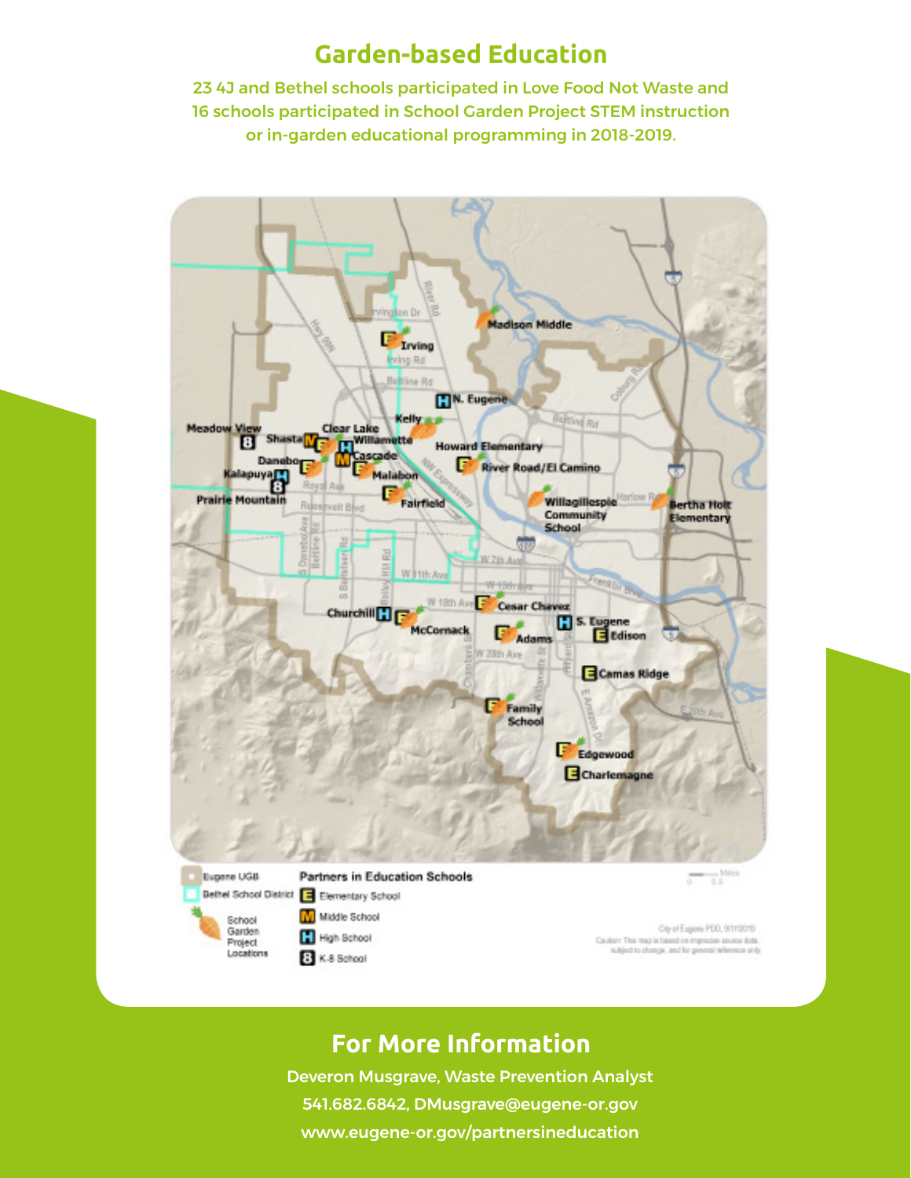## Garden-based Education

**23 4J and Bethel schools participated in Love Food Not Waste and 16 schools participated in School Garden Project STEM instruction or in-garden educational programming in 2018-2019.**

Madison Middle
Irving
N. Eugene
Kelly
Meadow View
Shasta
Clear Lake
Willamette
Cascade
Danebo
Kalapuya
Malabon
Howard Elementary
River Road/El Camino
Prairie Mountain
Fairfield
Willagillespie Community School
Bertha Holt Elementary
Churchill
McCornack
Cesar Chavez
Adams
S. Eugene
Edison
Camas Ridge
Family School
Edgewood
Charlemagne

Eugene UGB
Bethel School District
School Garden Project Locations

Partners in Education Schools
E Elementary School
M Middle School
H High School
8 K-8 School

City of Eugene PDD, 9/11/2019
Caution: This map is based on imprecise source data, subject to change, and for general reference only.

## For More Information

Deveron Musgrave, Waste Prevention Analyst
541.682.6842, DMusgrave@eugene-or.gov
www.eugene-or.gov/partnersineducation